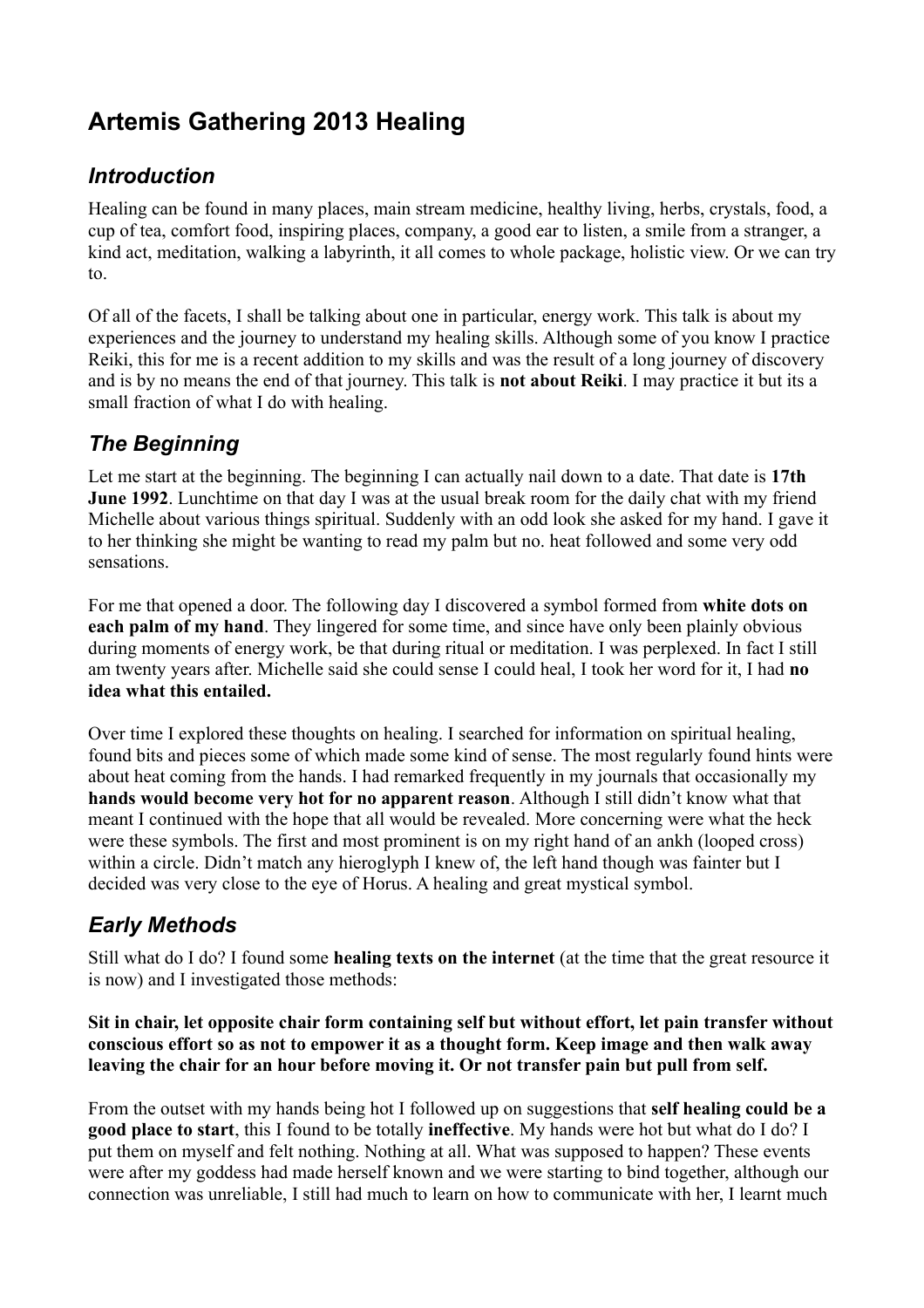# Artemis Gathering 2013 Healing

## *Introduction*

Healing can be found in many places, main stream medicine, healthy living, herbs, crystals, food, a cup of tea, comfort food, inspiring places, company, a good ear to listen, a smile from a stranger, a kind act, meditation, walking a labyrinth, it all comes to whole package, holistic view. Or we can try to.

Of all of the facets, I shall be talking about one in particular, energy work. This talk is about my experiences and the journey to understand my healing skills. Although some of you know I practice Reiki, this for me is a recent addition to my skills and was the result of a long journey of discovery and is by no means the end of that journey. This talk is **not about Reiki**. I may practice it but its a small fraction of what I do with healing.

## *The Beginning*

Let me start at the beginning. The beginning I can actually nail down to a date. That date is **17th June 1992**. Lunchtime on that day I was at the usual break room for the daily chat with my friend Michelle about various things spiritual. Suddenly with an odd look she asked for my hand. I gave it to her thinking she might be wanting to read my palm but no. heat followed and some very odd sensations.

For me that opened a door. The following day I discovered a symbol formed from **white dots on each palm of my hand**. They lingered for some time, and since have only been plainly obvious during moments of energy work, be that during ritual or meditation. I was perplexed. In fact I still am twenty years after. Michelle said she could sense I could heal, I took her word for it, I had **no idea what this entailed.**

Over time I explored these thoughts on healing. I searched for information on spiritual healing, found bits and pieces some of which made some kind of sense. The most regularly found hints were about heat coming from the hands. I had remarked frequently in my journals that occasionally my **hands would become very hot for no apparent reason**. Although I still didn't know what that meant I continued with the hope that all would be revealed. More concerning were what the heck were these symbols. The first and most prominent is on my right hand of an ankh (looped cross) within a circle. Didn't match any hieroglyph I knew of, the left hand though was fainter but I decided was very close to the eye of Horus. A healing and great mystical symbol.

## *Early Methods*

Still what do I do? I found some **healing texts on the internet** (at the time that the great resource it is now) and I investigated those methods:

**Sit in chair, let opposite chair form containing self but without effort, let pain transfer without conscious effort so as not to empower it as a thought form. Keep image and then walk away leaving the chair for an hour before moving it. Or not transfer pain but pull from self.**

From the outset with my hands being hot I followed up on suggestions that **self healing could be a good place to start**, this I found to be totally **ineffective**. My hands were hot but what do I do? I put them on myself and felt nothing. Nothing at all. What was supposed to happen? These events were after my goddess had made herself known and we were starting to bind together, although our connection was unreliable, I still had much to learn on how to communicate with her, I learnt much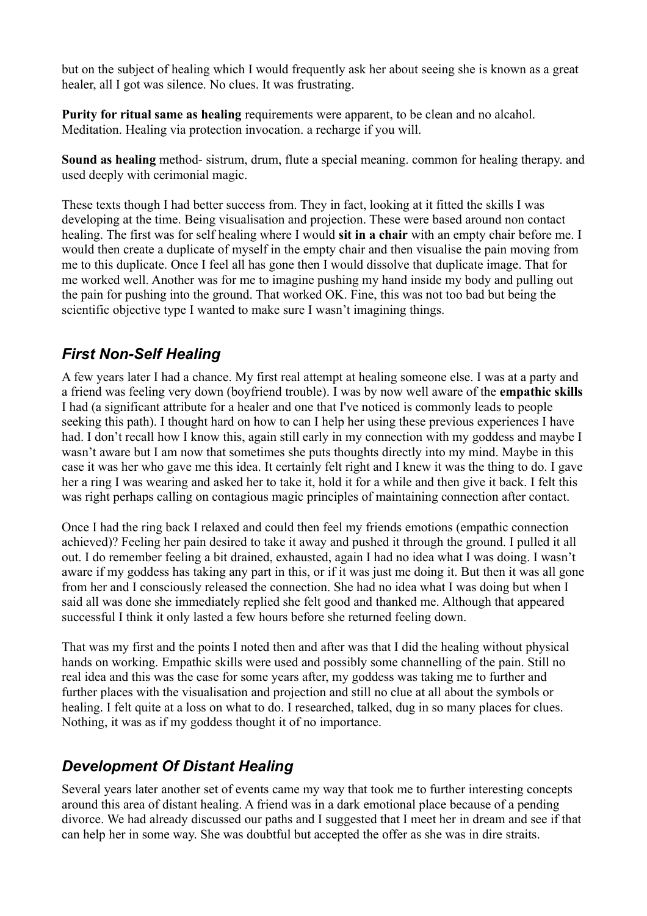but on the subject of healing which I would frequently ask her about seeing she is known as a great healer, all I got was silence. No clues. It was frustrating.

**Purity for ritual same as healing** requirements were apparent, to be clean and no alcohol. Meditation. Healing via protection invocation. a recharge if you will.

**Sound as healing** method- sistrum, drum, flute a special meaning. common for healing therapy. and used deeply with cerimonial magic.

These texts though I had better success from. They in fact, looking at it fitted the skills I was developing at the time. Being visualisation and projection. These were based around non contact healing. The first was for self healing where I would **sit in a chair** with an empty chair before me. I would then create a duplicate of myself in the empty chair and then visualise the pain moving from me to this duplicate. Once I feel all has gone then I would dissolve that duplicate image. That for me worked well. Another was for me to imagine pushing my hand inside my body and pulling out the pain for pushing into the ground. That worked OK. Fine, this was not too bad but being the scientific objective type I wanted to make sure I wasn't imagining things.

## *First Non-Self Healing*

A few years later I had a chance. My first real attempt at healing someone else. I was at a party and a friend was feeling very down (boyfriend trouble). I was by now well aware of the **empathic skills** I had (a significant attribute for a healer and one that I've noticed is commonly leads to people seeking this path). I thought hard on how to can I help her using these previous experiences I have had. I don't recall how I know this, again still early in my connection with my goddess and maybe I wasn't aware but I am now that sometimes she puts thoughts directly into my mind. Maybe in this case it was her who gave me this idea. It certainly felt right and I knew it was the thing to do. I gave her a ring I was wearing and asked her to take it, hold it for a while and then give it back. I felt this was right perhaps calling on contagious magic principles of maintaining connection after contact.

Once I had the ring back I relaxed and could then feel my friends emotions (empathic connection achieved)? Feeling her pain desired to take it away and pushed it through the ground. I pulled it all out. I do remember feeling a bit drained, exhausted, again I had no idea what I was doing. I wasn't aware if my goddess has taking any part in this, or if it was just me doing it. But then it was all gone from her and I consciously released the connection. She had no idea what I was doing but when I said all was done she immediately replied she felt good and thanked me. Although that appeared successful I think it only lasted a few hours before she returned feeling down.

That was my first and the points I noted then and after was that I did the healing without physical hands on working. Empathic skills were used and possibly some channelling of the pain. Still no real idea and this was the case for some years after, my goddess was taking me to further and further places with the visualisation and projection and still no clue at all about the symbols or healing. I felt quite at a loss on what to do. I researched, talked, dug in so many places for clues. Nothing, it was as if my goddess thought it of no importance.

## *Development Of Distant Healing*

Several years later another set of events came my way that took me to further interesting concepts around this area of distant healing. A friend was in a dark emotional place because of a pending divorce. We had already discussed our paths and I suggested that I meet her in dream and see if that can help her in some way. She was doubtful but accepted the offer as she was in dire straits.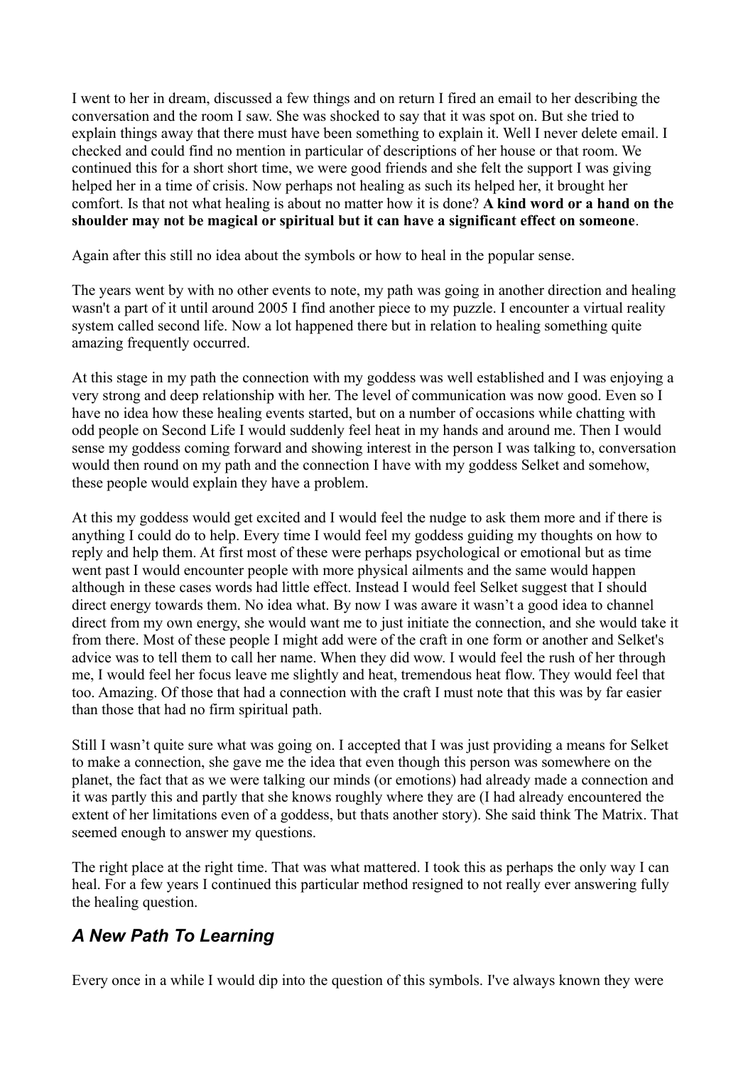I went to her in dream, discussed a few things and on return I fired an email to her describing the conversation and the room I saw. She was shocked to say that it was spot on. But she tried to explain things away that there must have been something to explain it. Well I never delete email. I checked and could find no mention in particular of descriptions of her house or that room. We continued this for a short short time, we were good friends and she felt the support I was giving helped her in a time of crisis. Now perhaps not healing as such its helped her, it brought her comfort. Is that not what healing is about no matter how it is done? **A kind word or a hand on the shoulder may not be magical or spiritual but it can have a significant effect on someone**.

Again after this still no idea about the symbols or how to heal in the popular sense.

The years went by with no other events to note, my path was going in another direction and healing wasn't a part of it until around 2005 I find another piece to my puzzle. I encounter a virtual reality system called second life. Now a lot happened there but in relation to healing something quite amazing frequently occurred.

At this stage in my path the connection with my goddess was well established and I was enjoying a very strong and deep relationship with her. The level of communication was now good. Even so I have no idea how these healing events started, but on a number of occasions while chatting with odd people on Second Life I would suddenly feel heat in my hands and around me. Then I would sense my goddess coming forward and showing interest in the person I was talking to, conversation would then round on my path and the connection I have with my goddess Selket and somehow, these people would explain they have a problem.

At this my goddess would get excited and I would feel the nudge to ask them more and if there is anything I could do to help. Every time I would feel my goddess guiding my thoughts on how to reply and help them. At first most of these were perhaps psychological or emotional but as time went past I would encounter people with more physical ailments and the same would happen although in these cases words had little effect. Instead I would feel Selket suggest that I should direct energy towards them. No idea what. By now I was aware it wasn't a good idea to channel direct from my own energy, she would want me to just initiate the connection, and she would take it from there. Most of these people I might add were of the craft in one form or another and Selket's advice was to tell them to call her name. When they did wow. I would feel the rush of her through me, I would feel her focus leave me slightly and heat, tremendous heat flow. They would feel that too. Amazing. Of those that had a connection with the craft I must note that this was by far easier than those that had no firm spiritual path.

Still I wasn't quite sure what was going on. I accepted that I was just providing a means for Selket to make a connection, she gave me the idea that even though this person was somewhere on the planet, the fact that as we were talking our minds (or emotions) had already made a connection and it was partly this and partly that she knows roughly where they are (I had already encountered the extent of her limitations even of a goddess, but thats another story). She said think The Matrix. That seemed enough to answer my questions.

The right place at the right time. That was what mattered. I took this as perhaps the only way I can heal. For a few years I continued this particular method resigned to not really ever answering fully the healing question.

## *A New Path To Learning*

Every once in a while I would dip into the question of this symbols. I've always known they were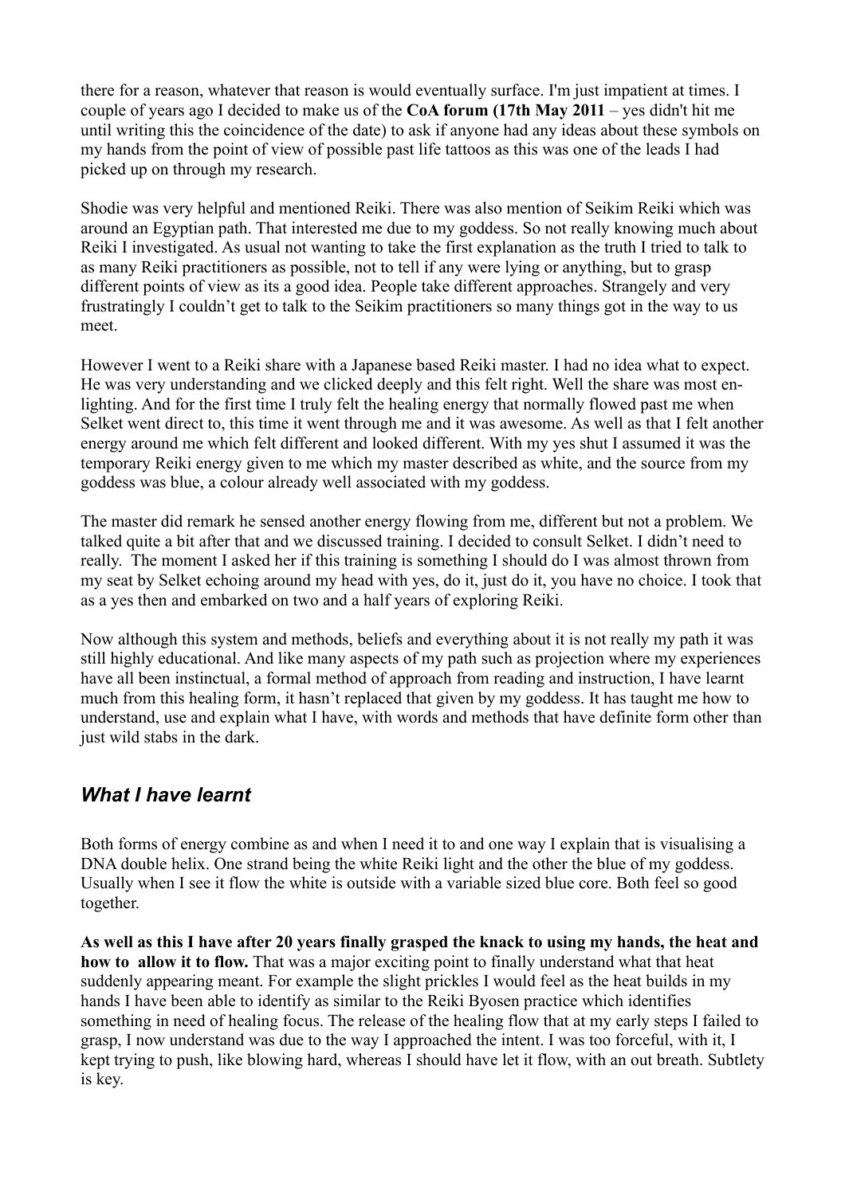there for a reason, whatever that reason is would eventually surface. I'm just impatient at times. I couple of years ago I decided to make us of the **CoA forum (17th May 2011** – yes didn't hit me until writing this the coincidence of the date) to ask if anyone had any ideas about these symbols on my hands from the point of view of possible past life tattoos as this was one of the leads I had picked up on through my research.

Shodie was very helpful and mentioned Reiki. There was also mention of Seikim Reiki which was around an Egyptian path. That interested me due to my goddess. So not really knowing much about Reiki I investigated. As usual not wanting to take the first explanation as the truth I tried to talk to as many Reiki practitioners as possible, not to tell if any were lying or anything, but to grasp different points of view as its a good idea. People take different approaches. Strangely and very frustratingly I couldn't get to talk to the Seikim practitioners so many things got in the way to us meet.

However I went to a Reiki share with a Japanese based Reiki master. I had no idea what to expect. He was very understanding and we clicked deeply and this felt right. Well the share was most en-lighting. And for the first time I truly felt the healing energy that normally flowed past me when Selket went direct to, this time it went through me and it was awesome. As well as that I felt another energy around me which felt different and looked different. With my yes shut I assumed it was the temporary Reiki energy given to me which my master described as white, and the source from my goddess was blue, a colour already well associated with my goddess.

The master did remark he sensed another energy flowing from me, different but not a problem. We talked quite a bit after that and we discussed training. I decided to consult Selket. I didn't need to really. The moment I asked her if this training is something I should do I was almost thrown from my seat by Selket echoing around my head with yes, do it, just do it, you have no choice. I took that as a yes then and embarked on two and a half years of exploring Reiki.

Now although this system and methods, beliefs and everything about it is not really my path it was still highly educational. And like many aspects of my path such as projection where my experiences have all been instinctual, a formal method of approach from reading and instruction, I have learnt much from this healing form, it hasn't replaced that given by my goddess. It has taught me how to understand, use and explain what I have, with words and methods that have definite form other than just wild stabs in the dark.

## *What I have learnt*

Both forms of energy combine as and when I need it to and one way I explain that is visualising a DNA double helix. One strand being the white Reiki light and the other the blue of my goddess. Usually when I see it flow the white is outside with a variable sized blue core. Both feel so good together.

**As well as this I have after 20 years finally grasped the knack to using my hands, the heat and how to allow it to flow.** That was a major exciting point to finally understand what that heat suddenly appearing meant. For example the slight prickles I would feel as the heat builds in my hands I have been able to identify as similar to the Reiki Byosen practice which identifies something in need of healing focus. The release of the healing flow that at my early steps I failed to grasp, I now understand was due to the way I approached the intent. I was too forceful, with it, I kept trying to push, like blowing hard, whereas I should have let it flow, with an out breath. Subtlety is key.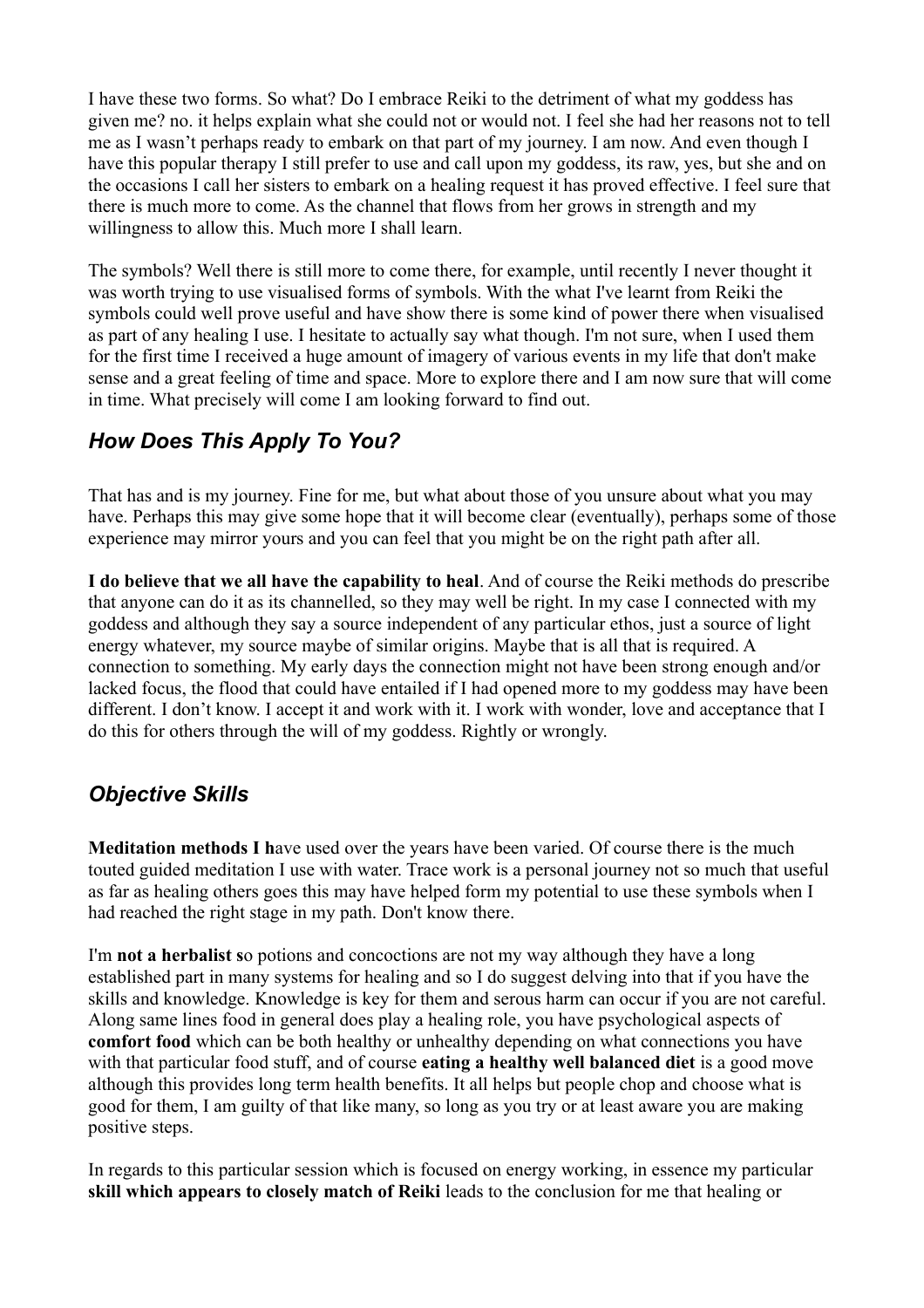I have these two forms. So what? Do I embrace Reiki to the detriment of what my goddess has given me? no. it helps explain what she could not or would not. I feel she had her reasons not to tell me as I wasn't perhaps ready to embark on that part of my journey. I am now. And even though I have this popular therapy I still prefer to use and call upon my goddess, its raw, yes, but she and on the occasions I call her sisters to embark on a healing request it has proved effective. I feel sure that there is much more to come. As the channel that flows from her grows in strength and my willingness to allow this. Much more I shall learn.

The symbols? Well there is still more to come there, for example, until recently I never thought it was worth trying to use visualised forms of symbols. With the what I've learnt from Reiki the symbols could well prove useful and have show there is some kind of power there when visualised as part of any healing I use. I hesitate to actually say what though. I'm not sure, when I used them for the first time I received a huge amount of imagery of various events in my life that don't make sense and a great feeling of time and space. More to explore there and I am now sure that will come in time. What precisely will come I am looking forward to find out.

## *How Does This Apply To You?*

That has and is my journey. Fine for me, but what about those of you unsure about what you may have. Perhaps this may give some hope that it will become clear (eventually), perhaps some of those experience may mirror yours and you can feel that you might be on the right path after all.

**I do believe that we all have the capability to heal**. And of course the Reiki methods do prescribe that anyone can do it as its channelled, so they may well be right. In my case I connected with my goddess and although they say a source independent of any particular ethos, just a source of light energy whatever, my source maybe of similar origins. Maybe that is all that is required. A connection to something. My early days the connection might not have been strong enough and/or lacked focus, the flood that could have entailed if I had opened more to my goddess may have been different. I don't know. I accept it and work with it. I work with wonder, love and acceptance that I do this for others through the will of my goddess. Rightly or wrongly.

## *Objective Skills*

**Meditation methods I h**ave used over the years have been varied. Of course there is the much touted guided meditation I use with water. Trace work is a personal journey not so much that useful as far as healing others goes this may have helped form my potential to use these symbols when I had reached the right stage in my path. Don't know there.

I'm **not a herbalist s**o potions and concoctions are not my way although they have a long established part in many systems for healing and so I do suggest delving into that if you have the skills and knowledge. Knowledge is key for them and serous harm can occur if you are not careful. Along same lines food in general does play a healing role, you have psychological aspects of **comfort food** which can be both healthy or unhealthy depending on what connections you have with that particular food stuff, and of course **eating a healthy well balanced diet** is a good move although this provides long term health benefits. It all helps but people chop and choose what is good for them, I am guilty of that like many, so long as you try or at least aware you are making positive steps.

In regards to this particular session which is focused on energy working, in essence my particular **skill which appears to closely match of Reiki** leads to the conclusion for me that healing or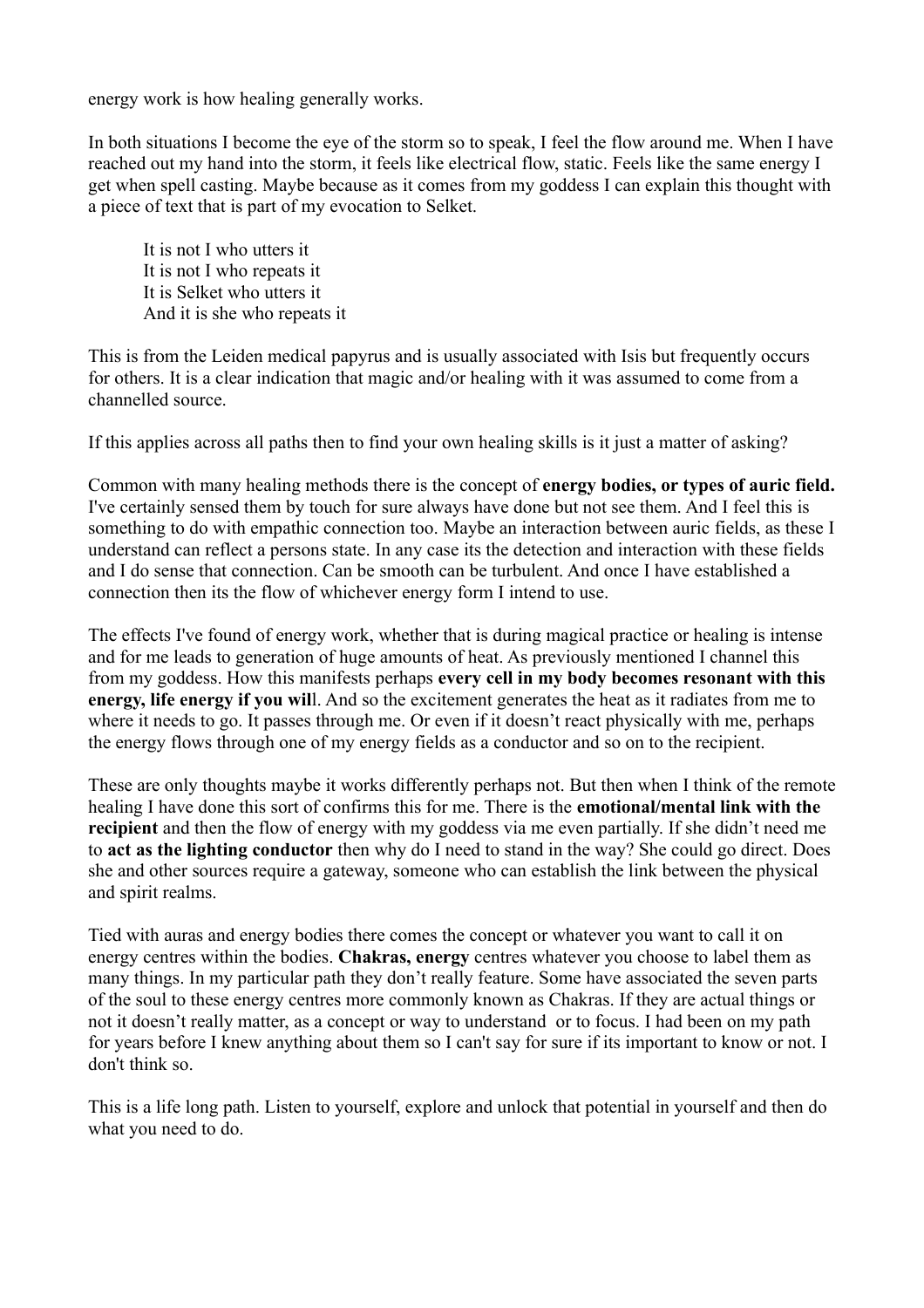energy work is how healing generally works.

In both situations I become the eye of the storm so to speak, I feel the flow around me. When I have reached out my hand into the storm, it feels like electrical flow, static. Feels like the same energy I get when spell casting. Maybe because as it comes from my goddess I can explain this thought with a piece of text that is part of my evocation to Selket.

> It is not I who utters it  
> It is not I who repeats it  
> It is Selket who utters it  
> And it is she who repeats it

This is from the Leiden medical papyrus and is usually associated with Isis but frequently occurs for others. It is a clear indication that magic and/or healing with it was assumed to come from a channelled source.

If this applies across all paths then to find your own healing skills is it just a matter of asking?

Common with many healing methods there is the concept of **energy bodies, or types of auric field.** I've certainly sensed them by touch for sure always have done but not see them. And I feel this is something to do with empathic connection too. Maybe an interaction between auric fields, as these I understand can reflect a persons state. In any case its the detection and interaction with these fields and I do sense that connection. Can be smooth can be turbulent. And once I have established a connection then its the flow of whichever energy form I intend to use.

The effects I've found of energy work, whether that is during magical practice or healing is intense and for me leads to generation of huge amounts of heat. As previously mentioned I channel this from my goddess. How this manifests perhaps **every cell in my body becomes resonant with this energy, life energy if you wil**l. And so the excitement generates the heat as it radiates from me to where it needs to go. It passes through me. Or even if it doesn't react physically with me, perhaps the energy flows through one of my energy fields as a conductor and so on to the recipient.

These are only thoughts maybe it works differently perhaps not. But then when I think of the remote healing I have done this sort of confirms this for me. There is the **emotional/mental link with the recipient** and then the flow of energy with my goddess via me even partially. If she didn't need me to **act as the lighting conductor** then why do I need to stand in the way? She could go direct. Does she and other sources require a gateway, someone who can establish the link between the physical and spirit realms.

Tied with auras and energy bodies there comes the concept or whatever you want to call it on energy centres within the bodies. **Chakras, energy** centres whatever you choose to label them as many things. In my particular path they don't really feature. Some have associated the seven parts of the soul to these energy centres more commonly known as Chakras. If they are actual things or not it doesn't really matter, as a concept or way to understand or to focus. I had been on my path for years before I knew anything about them so I can't say for sure if its important to know or not. I don't think so.

This is a life long path. Listen to yourself, explore and unlock that potential in yourself and then do what you need to do.